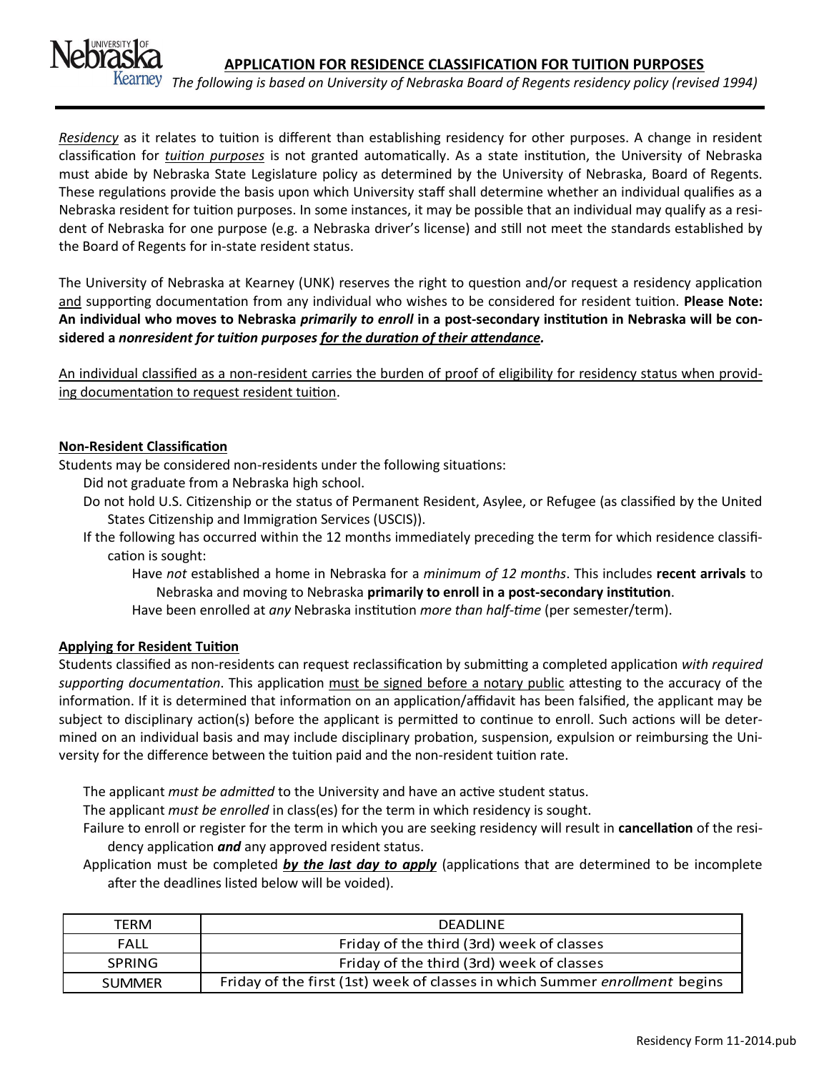University of Nebraska Kearney

# APPLICATION FOR RESIDENCE CLASSIFICATION FOR TUITION PURPOSES

*The following is based on University of Nebraska Board of Regents residency policy (revised 1994)*

*Residency* as it relates to tuition is different than establishing residency for other purposes. A change in resident classification for *tuition purposes* is not granted automatically. As a state institution, the University of Nebraska must abide by Nebraska State Legislature policy as determined by the University of Nebraska, Board of Regents. These regulations provide the basis upon which University staff shall determine whether an individual qualifies as a Nebraska resident for tuition purposes. In some instances, it may be possible that an individual may qualify as a resident of Nebraska for one purpose (e.g. a Nebraska driver's license) and still not meet the standards established by the Board of Regents for in-state resident status.

The University of Nebraska at Kearney (UNK) reserves the right to question and/or request a residency application and supporting documentation from any individual who wishes to be considered for resident tuition. **Please Note: An individual who moves to Nebraska *primarily to enroll* in a post-secondary institution in Nebraska will be considered a *nonresident for tuition purposes for the duration of their attendance.***

An individual classified as a non-resident carries the burden of proof of eligibility for residency status when providing documentation to request resident tuition.

## Non-Resident Classification

Students may be considered non-residents under the following situations:

- Did not graduate from a Nebraska high school.
- Do not hold U.S. Citizenship or the status of Permanent Resident, Asylee, or Refugee (as classified by the United States Citizenship and Immigration Services (USCIS)).
- If the following has occurred within the 12 months immediately preceding the term for which residence classification is sought:
  - Have *not* established a home in Nebraska for a *minimum of 12 months*. This includes **recent arrivals** to Nebraska and moving to Nebraska **primarily to enroll in a post-secondary institution**.
  - Have been enrolled at *any* Nebraska institution *more than half-time* (per semester/term).

## Applying for Resident Tuition

Students classified as non-residents can request reclassification by submitting a completed application *with required supporting documentation*. This application must be signed before a notary public attesting to the accuracy of the information. If it is determined that information on an application/affidavit has been falsified, the applicant may be subject to disciplinary action(s) before the applicant is permitted to continue to enroll. Such actions will be determined on an individual basis and may include disciplinary probation, suspension, expulsion or reimbursing the University for the difference between the tuition paid and the non-resident tuition rate.

- The applicant *must be admitted* to the University and have an active student status.
- The applicant *must be enrolled* in class(es) for the term in which residency is sought.
- Failure to enroll or register for the term in which you are seeking residency will result in **cancellation** of the residency application ***and*** any approved resident status.
- Application must be completed ***by the last day to apply*** (applications that are determined to be incomplete after the deadlines listed below will be voided).

| TERM | DEADLINE |
| --- | --- |
| FALL | Friday of the third (3rd) week of classes |
| SPRING | Friday of the third (3rd) week of classes |
| SUMMER | Friday of the first (1st) week of classes in which Summer *enrollment* begins |

Residency Form 11-2014.pub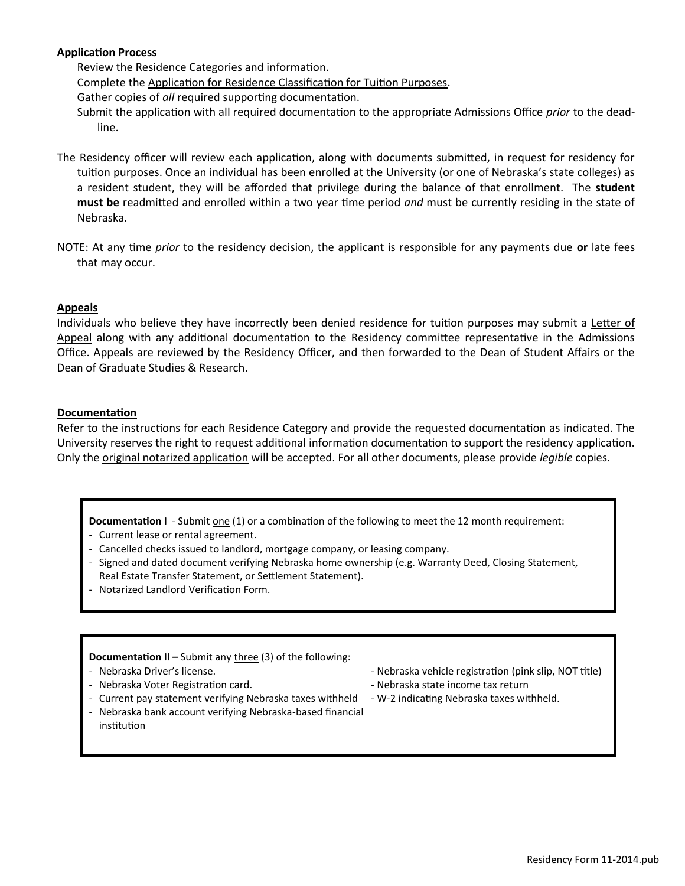**Application Process**

Review the Residence Categories and information.
Complete the Application for Residence Classification for Tuition Purposes.
Gather copies of *all* required supporting documentation.
Submit the application with all required documentation to the appropriate Admissions Office *prior* to the deadline.

The Residency officer will review each application, along with documents submitted, in request for residency for tuition purposes. Once an individual has been enrolled at the University (or one of Nebraska's state colleges) as a resident student, they will be afforded that privilege during the balance of that enrollment. The **student must be** readmitted and enrolled within a two year time period *and* must be currently residing in the state of Nebraska.

NOTE: At any time *prior* to the residency decision, the applicant is responsible for any payments due **or** late fees that may occur.

**Appeals**

Individuals who believe they have incorrectly been denied residence for tuition purposes may submit a Letter of Appeal along with any additional documentation to the Residency committee representative in the Admissions Office. Appeals are reviewed by the Residency Officer, and then forwarded to the Dean of Student Affairs or the Dean of Graduate Studies & Research.

**Documentation**

Refer to the instructions for each Residence Category and provide the requested documentation as indicated. The University reserves the right to request additional information documentation to support the residency application. Only the original notarized application will be accepted. For all other documents, please provide *legible* copies.

**Documentation I** - Submit one (1) or a combination of the following to meet the 12 month requirement:

- Current lease or rental agreement.
- Cancelled checks issued to landlord, mortgage company, or leasing company.
- Signed and dated document verifying Nebraska home ownership (e.g. Warranty Deed, Closing Statement, Real Estate Transfer Statement, or Settlement Statement).
- Notarized Landlord Verification Form.

**Documentation II –** Submit any three (3) of the following:

- Nebraska Driver's license.
- Nebraska Voter Registration card.
- Current pay statement verifying Nebraska taxes withheld
- Nebraska bank account verifying Nebraska-based financial institution
- Nebraska vehicle registration (pink slip, NOT title)
- Nebraska state income tax return
- W-2 indicating Nebraska taxes withheld.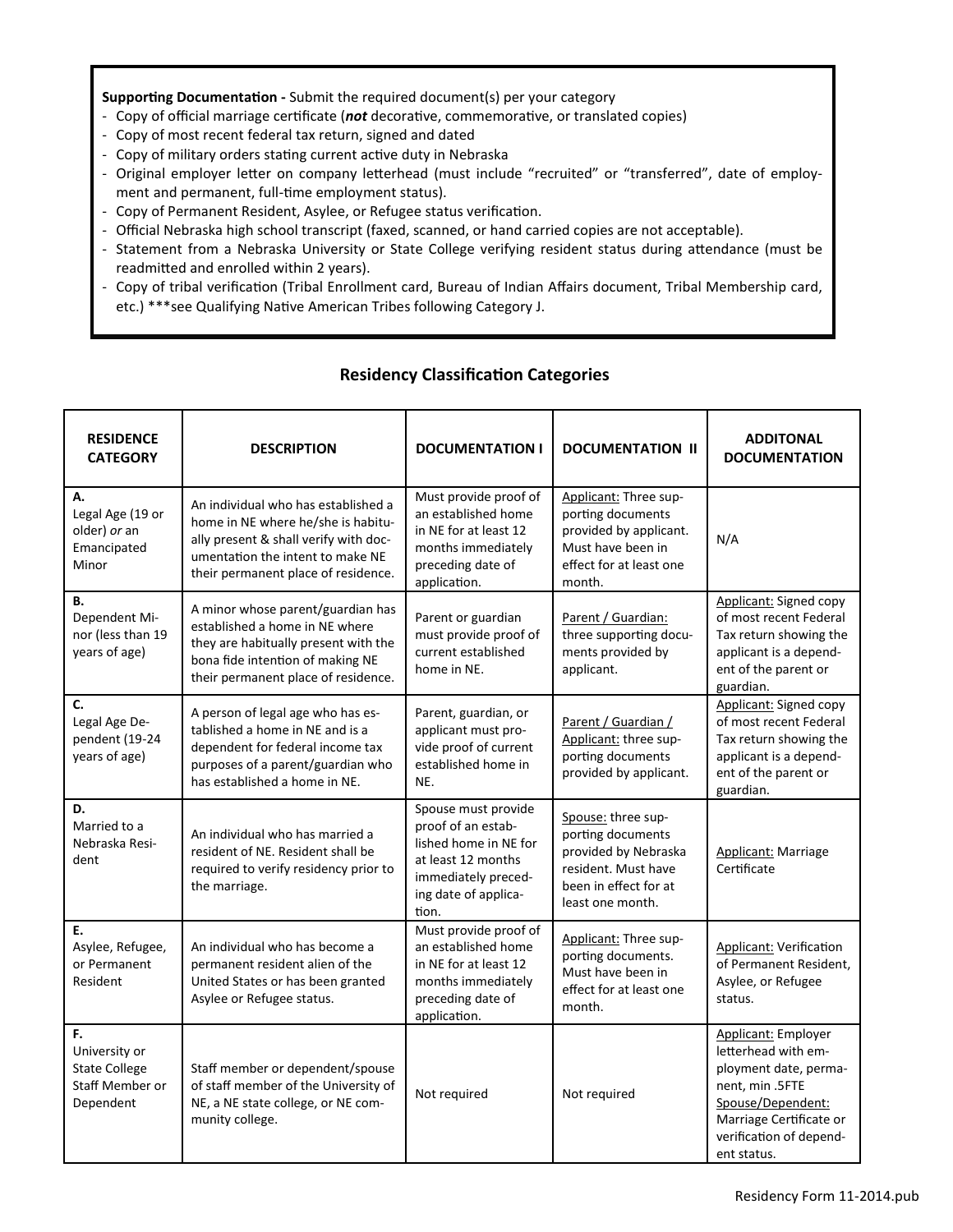**Supporting Documentation -** Submit the required document(s) per your category

- Copy of official marriage certificate (***not*** decorative, commemorative, or translated copies)
- Copy of most recent federal tax return, signed and dated
- Copy of military orders stating current active duty in Nebraska
- Original employer letter on company letterhead (must include "recruited" or "transferred", date of employment and permanent, full-time employment status).
- Copy of Permanent Resident, Asylee, or Refugee status verification.
- Official Nebraska high school transcript (faxed, scanned, or hand carried copies are not acceptable).
- Statement from a Nebraska University or State College verifying resident status during attendance (must be readmitted and enrolled within 2 years).
- Copy of tribal verification (Tribal Enrollment card, Bureau of Indian Affairs document, Tribal Membership card, etc.) ***see Qualifying Native American Tribes following Category J.

## Residency Classification Categories

| RESIDENCE CATEGORY | DESCRIPTION | DOCUMENTATION I | DOCUMENTATION II | ADDITONAL DOCUMENTATION |
|---|---|---|---|---|
| **A.** Legal Age (19 or older) *or* an Emancipated Minor | An individual who has established a home in NE where he/she is habitually present & shall verify with documentation the intent to make NE their permanent place of residence. | Must provide proof of an established home in NE for at least 12 months immediately preceding date of application. | Applicant: Three supporting documents provided by applicant. Must have been in effect for at least one month. | N/A |
| **B.** Dependent Minor (less than 19 years of age) | A minor whose parent/guardian has established a home in NE where they are habitually present with the bona fide intention of making NE their permanent place of residence. | Parent or guardian must provide proof of current established home in NE. | Parent / Guardian: three supporting documents provided by applicant. | Applicant: Signed copy of most recent Federal Tax return showing the applicant is a dependent of the parent or guardian. |
| **C.** Legal Age Dependent (19-24 years of age) | A person of legal age who has established a home in NE and is a dependent for federal income tax purposes of a parent/guardian who has established a home in NE. | Parent, guardian, or applicant must provide proof of current established home in NE. | Parent / Guardian / Applicant: three supporting documents provided by applicant. | Applicant: Signed copy of most recent Federal Tax return showing the applicant is a dependent of the parent or guardian. |
| **D.** Married to a Nebraska Resident | An individual who has married a resident of NE. Resident shall be required to verify residency prior to the marriage. | Spouse must provide proof of an established home in NE for at least 12 months immediately preceding date of application. | Spouse: three supporting documents provided by Nebraska resident. Must have been in effect for at least one month. | Applicant: Marriage Certificate |
| **E.** Asylee, Refugee, or Permanent Resident | An individual who has become a permanent resident alien of the United States or has been granted Asylee or Refugee status. | Must provide proof of an established home in NE for at least 12 months immediately preceding date of application. | Applicant: Three supporting documents. Must have been in effect for at least one month. | Applicant: Verification of Permanent Resident, Asylee, or Refugee status. |
| **F.** University or State College Staff Member or Dependent | Staff member or dependent/spouse of staff member of the University of NE, a NE state college, or NE community college. | Not required | Not required | Applicant: Employer letterhead with employment date, permanent, min .5FTE Spouse/Dependent: Marriage Certificate or verification of dependent status. |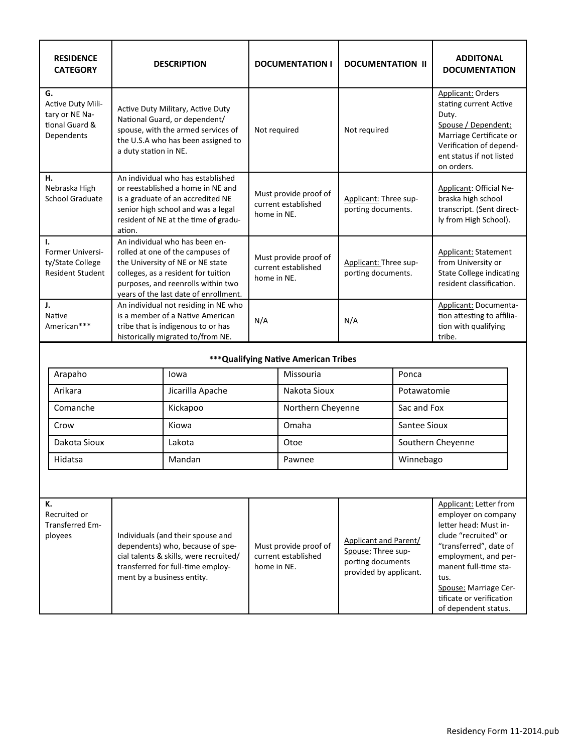| RESIDENCE CATEGORY | DESCRIPTION | DOCUMENTATION I | DOCUMENTATION II | ADDITONAL DOCUMENTATION |
|---|---|---|---|---|
| G. Active Duty Military or NE National Guard & Dependents | Active Duty Military, Active Duty National Guard, or dependent/ spouse, with the armed services of the U.S.A who has been assigned to a duty station in NE. | Not required | Not required | Applicant: Orders stating current Active Duty. Spouse / Dependent: Marriage Certificate or Verification of dependent status if not listed on orders. |
| H. Nebraska High School Graduate | An individual who has established or reestablished a home in NE and is a graduate of an accredited NE senior high school and was a legal resident of NE at the time of graduation. | Must provide proof of current established home in NE. | Applicant: Three supporting documents. | Applicant: Official Nebraska high school transcript. (Sent directly from High School). |
| I. Former University/State College Resident Student | An individual who has been enrolled at one of the campuses of the University of NE or NE state colleges, as a resident for tuition purposes, and reenrolls within two years of the last date of enrollment. | Must provide proof of current established home in NE. | Applicant: Three supporting documents. | Applicant: Statement from University or State College indicating resident classification. |
| J. Native American*** | An individual not residing in NE who is a member of a Native American tribe that is indigenous to or has historically migrated to/from NE. | N/A | N/A | Applicant: Documentation attesting to affiliation with qualifying tribe. |

**\*\*\*Qualifying Native American Tribes**

| | | | |
|---|---|---|---|
| Arapaho | Iowa | Missouria | Ponca |
| Arikara | Jicarilla Apache | Nakota Sioux | Potawatomie |
| Comanche | Kickapoo | Northern Cheyenne | Sac and Fox |
| Crow | Kiowa | Omaha | Santee Sioux |
| Dakota Sioux | Lakota | Otoe | Southern Cheyenne |
| Hidatsa | Mandan | Pawnee | Winnebago |

| RESIDENCE CATEGORY | DESCRIPTION | DOCUMENTATION I | DOCUMENTATION II | ADDITONAL DOCUMENTATION |
|---|---|---|---|---|
| K. Recruited or Transferred Employees | Individuals (and their spouse and dependents) who, because of special talents & skills, were recruited/ transferred for full-time employment by a business entity. | Must provide proof of current established home in NE. | Applicant and Parent/ Spouse: Three supporting documents provided by applicant. | Applicant: Letter from employer on company letter head: Must include "recruited" or "transferred", date of employment, and permanent full-time status. Spouse: Marriage Certificate or verification of dependent status. |

Residency Form 11-2014.pub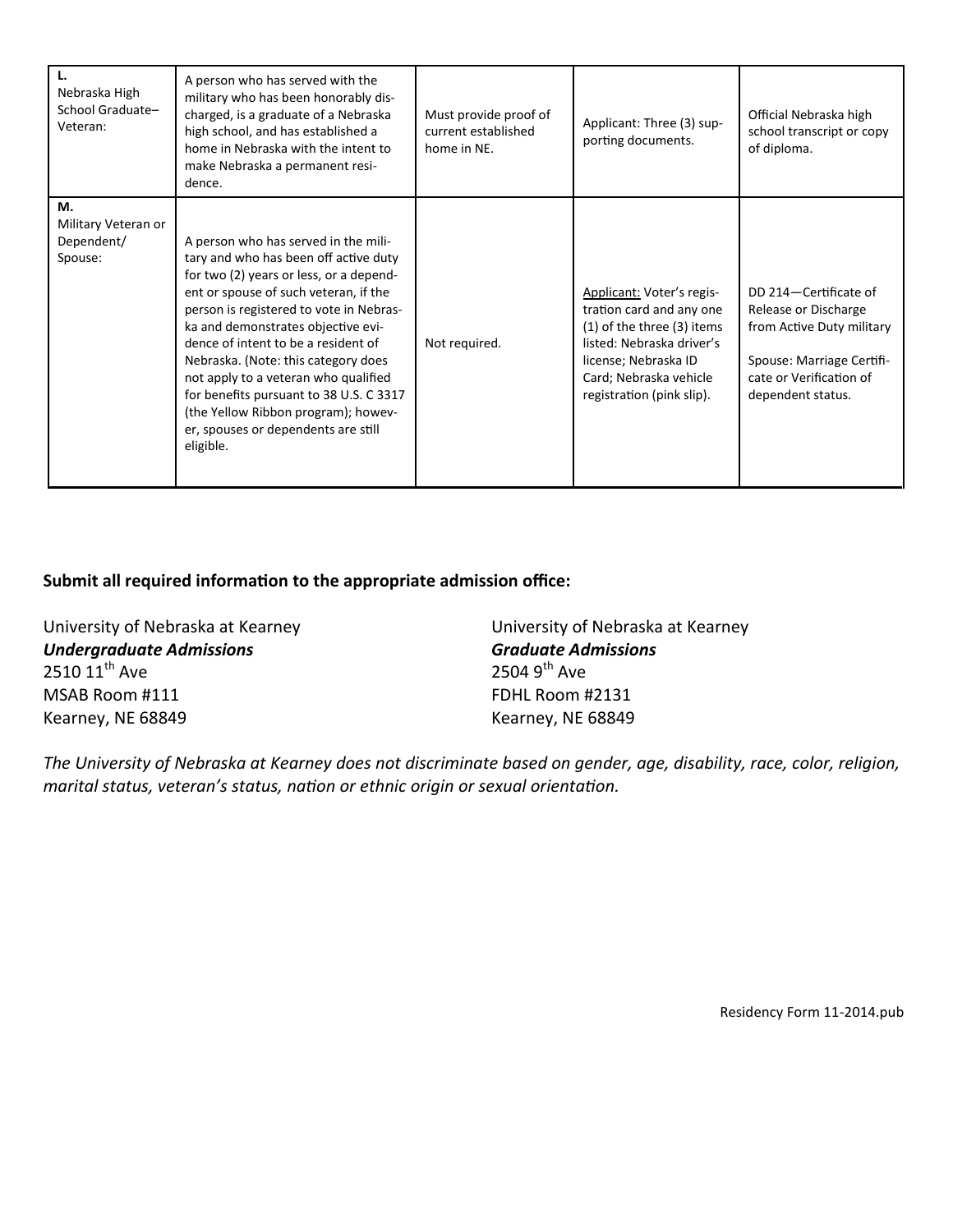| | | | | |
|---|---|---|---|---|
| **L.** Nebraska High School Graduate–Veteran: | A person who has served with the military who has been honorably discharged, is a graduate of a Nebraska high school, and has established a home in Nebraska with the intent to make Nebraska a permanent residence. | Must provide proof of current established home in NE. | Applicant: Three (3) supporting documents. | Official Nebraska high school transcript or copy of diploma. |
| **M.** Military Veteran or Dependent/ Spouse: | A person who has served in the military and who has been off active duty for two (2) years or less, or a dependent or spouse of such veteran, if the person is registered to vote in Nebraska and demonstrates objective evidence of intent to be a resident of Nebraska. (Note: this category does not apply to a veteran who qualified for benefits pursuant to 38 U.S. C 3317 (the Yellow Ribbon program); however, spouses or dependents are still eligible. | Not required. | Applicant: Voter's registration card and any one (1) of the three (3) items listed: Nebraska driver's license; Nebraska ID Card; Nebraska vehicle registration (pink slip). | DD 214—Certificate of Release or Discharge from Active Duty military<br><br>Spouse: Marriage Certificate or Verification of dependent status. |

**Submit all required information to the appropriate admission office:**

University of Nebraska at Kearney
***Undergraduate Admissions***
2510 11th Ave
MSAB Room #111
Kearney, NE 68849

University of Nebraska at Kearney
***Graduate Admissions***
2504 9th Ave
FDHL Room #2131
Kearney, NE 68849

*The University of Nebraska at Kearney does not discriminate based on gender, age, disability, race, color, religion, marital status, veteran's status, nation or ethnic origin or sexual orientation.*

Residency Form 11-2014.pub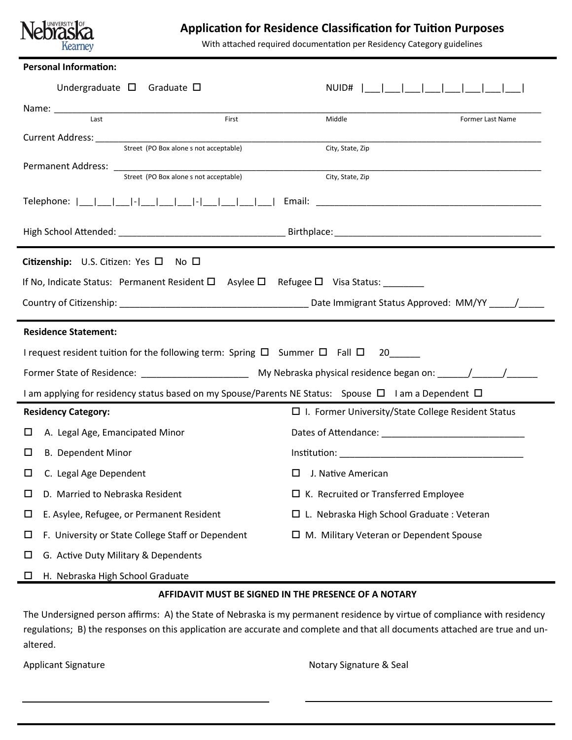University of Nebraska Kearney

# Application for Residence Classification for Tuition Purposes

With attached required documentation per Residency Category guidelines

**Personal Information:**

Undergraduate ☐ Graduate ☐ NUID# |___|___|___|___|___|___|___|___|

Name: ______________________________________________________________________________

Last First Middle Former Last Name

Current Address: _________________________________________________________________

Street (PO Box alone s not acceptable) City, State, Zip

Permanent Address: _______________________________________________________________

Street (PO Box alone s not acceptable) City, State, Zip

Telephone: |___|___|___|-|___|___|___|-|___|___|___|___| Email: ______________________________

High School Attended: ________________________________ Birthplace: ________________________

**Citizenship:** U.S. Citizen: Yes ☐ No ☐

If No, Indicate Status: Permanent Resident ☐ Asylee ☐ Refugee ☐ Visa Status: ________

Country of Citizenship: ____________________________________ Date Immigrant Status Approved: MM/YY _____/_____

**Residence Statement:**

I request resident tuition for the following term: Spring ☐ Summer ☐ Fall ☐ 20______

Former State of Residence: _____________________ My Nebraska physical residence began on: ______/______/______

I am applying for residency status based on my Spouse/Parents NE Status: Spouse ☐ I am a Dependent ☐

**Residency Category:**

☐ A. Legal Age, Emancipated Minor

☐ B. Dependent Minor

☐ C. Legal Age Dependent

☐ D. Married to Nebraska Resident

☐ E. Asylee, Refugee, or Permanent Resident

☐ F. University or State College Staff or Dependent

☐ G. Active Duty Military & Dependents

☐ H. Nebraska High School Graduate

☐ I. Former University/State College Resident Status

Dates of Attendance: ____________________________

Institution: ____________________________________

☐ J. Native American

☐ K. Recruited or Transferred Employee

☐ L. Nebraska High School Graduate : Veteran

☐ M. Military Veteran or Dependent Spouse

**AFFIDAVIT MUST BE SIGNED IN THE PRESENCE OF A NOTARY**

The Undersigned person affirms: A) the State of Nebraska is my permanent residence by virtue of compliance with residency regulations; B) the responses on this application are accurate and complete and that all documents attached are true and unaltered.

Applicant Signature

_______________________________

Notary Signature & Seal

_______________________________